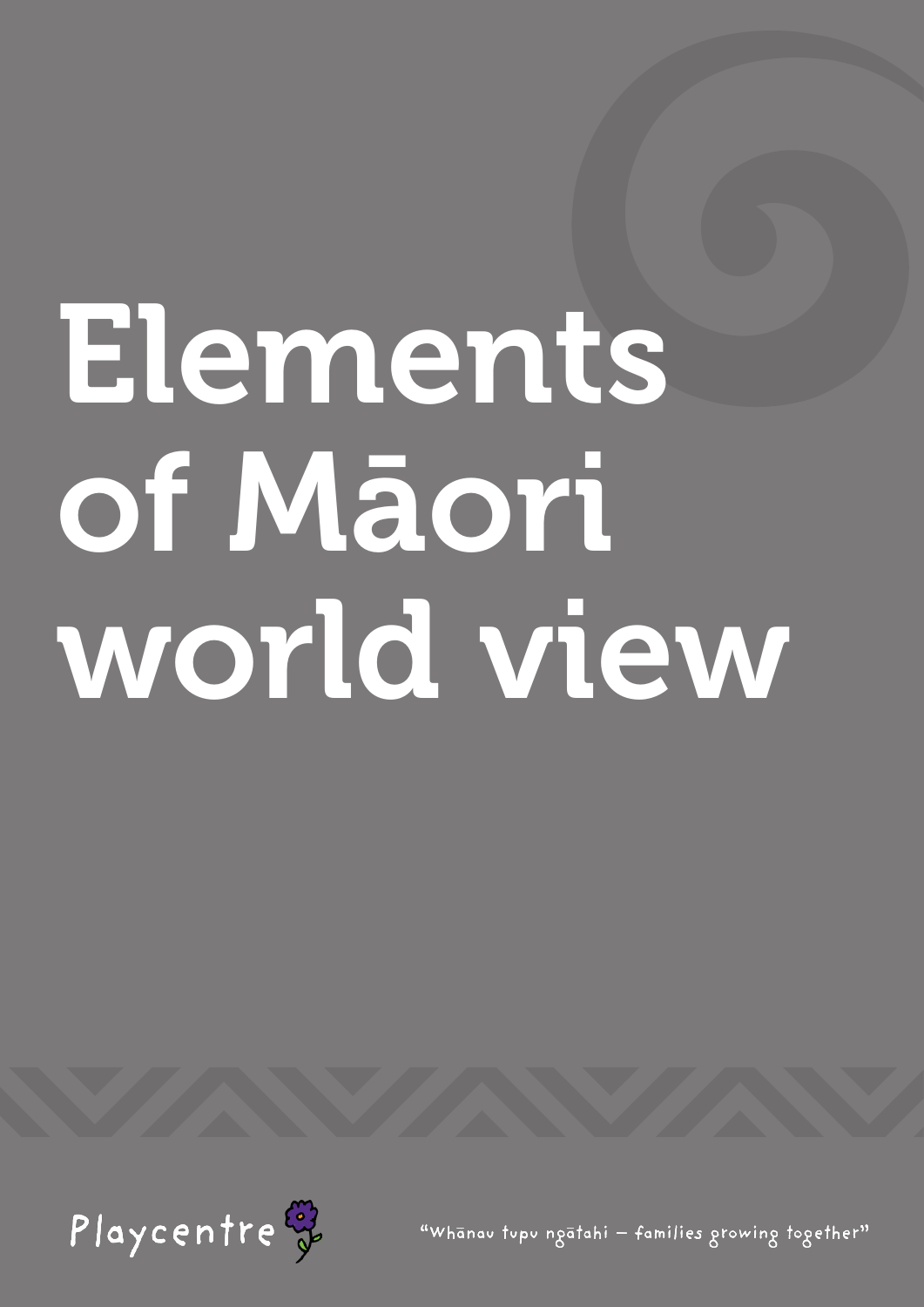# Elements of Māori world view

Playcentre

"Whānau tupu ngātahi – families growing together"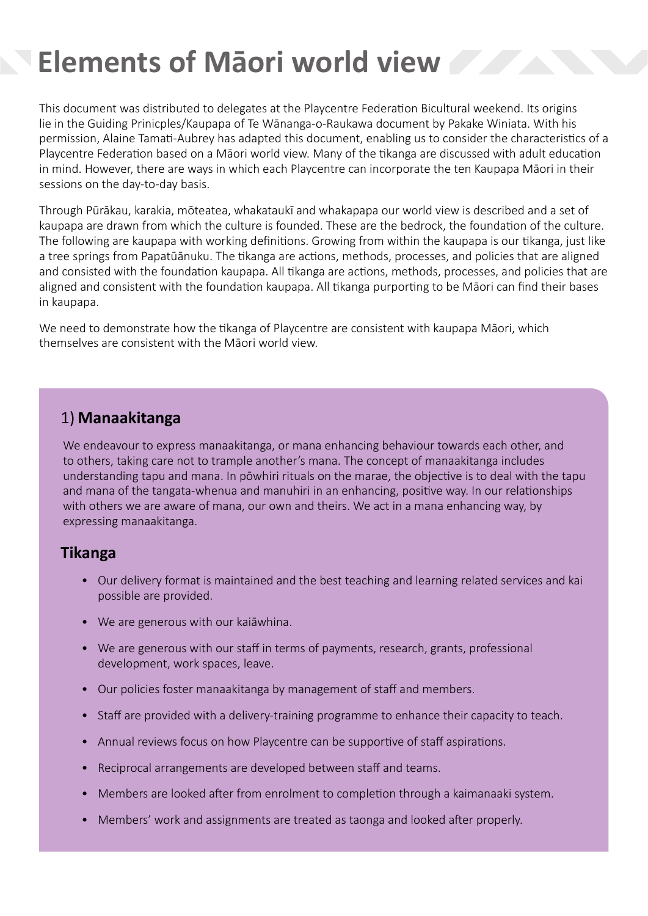# Elements of Māori world view

This document was distributed to delegates at the Playcentre Federation Bicultural weekend. Its origins lie in the Guiding Prinicples/Kaupapa of Te Wānanga-o-Raukawa document by Pakake Winiata. With his permission, Alaine Tamati-Aubrey has adapted this document, enabling us to consider the characteristics of a Playcentre Federation based on a Māori world view. Many of the tikanga are discussed with adult education in mind. However, there are ways in which each Playcentre can incorporate the ten Kaupapa Māori in their sessions on the day-to-day basis.

Through Pūrākau, karakia, mōteatea, whakataukī and whakapapa our world view is described and a set of kaupapa are drawn from which the culture is founded. These are the bedrock, the foundation of the culture. The following are kaupapa with working definitions. Growing from within the kaupapa is our tikanga, just like a tree springs from Papatūānuku. The tikanga are actions, methods, processes, and policies that are aligned and consisted with the foundation kaupapa. All tikanga are actions, methods, processes, and policies that are aligned and consistent with the foundation kaupapa. All tikanga purporting to be Māori can find their bases in kaupapa.

We need to demonstrate how the tikanga of Playcentre are consistent with kaupapa Māori, which themselves are consistent with the Māori world view.

## 1) **Manaakitanga**

We endeavour to express manaakitanga, or mana enhancing behaviour towards each other, and to others, taking care not to trample another's mana. The concept of manaakitanga includes understanding tapu and mana. In pōwhiri rituals on the marae, the objective is to deal with the tapu and mana of the tangata-whenua and manuhiri in an enhancing, positive way. In our relationships with others we are aware of mana, our own and theirs. We act in a mana enhancing way, by expressing manaakitanga.

### Tikanga

- Our delivery format is maintained and the best teaching and learning related services and kai possible are provided.
- We are generous with our kaiāwhina.
- We are generous with our staff in terms of payments, research, grants, professional development, work spaces, leave.
- Our policies foster manaakitanga by management of staff and members.
- Staff are provided with a delivery-training programme to enhance their capacity to teach.
- Annual reviews focus on how Playcentre can be supportive of staff aspirations.
- Reciprocal arrangements are developed between staff and teams.
- Members are looked after from enrolment to completion through a kaimanaaki system.
- Members' work and assignments are treated as taonga and looked after properly.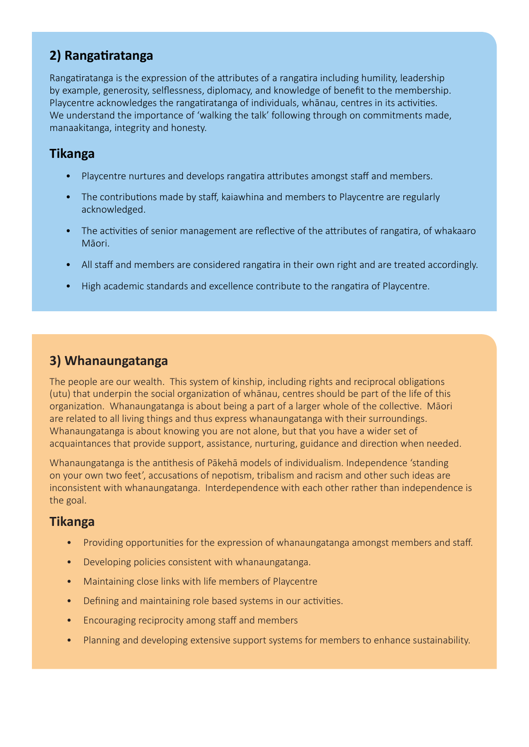## 2) Rangatiratanga

Rangatiratanga is the expression of the attributes of a rangatira including humility, leadership by example, generosity, selflessness, diplomacy, and knowledge of benefit to the membership. Playcentre acknowledges the rangatiratanga of individuals, whānau, centres in its activities. We understand the importance of 'walking the talk' following through on commitments made, manaakitanga, integrity and honesty.

### Tikanga

- Playcentre nurtures and develops rangatira attributes amongst staff and members.
- The contributions made by staff, kaiawhina and members to Playcentre are regularly acknowledged.
- The activities of senior management are reflective of the attributes of rangatira, of whakaaro Māori.
- All staff and members are considered rangatira in their own right and are treated accordingly.
- High academic standards and excellence contribute to the rangatira of Playcentre.

## 3) Whanaungatanga

The people are our wealth. This system of kinship, including rights and reciprocal obligations (utu) that underpin the social organization of whānau, centres should be part of the life of this organization. Whanaungatanga is about being a part of a larger whole of the collective. Māori are related to all living things and thus express whanaungatanga with their surroundings. Whanaungatanga is about knowing you are not alone, but that you have a wider set of acquaintances that provide support, assistance, nurturing, guidance and direction when needed.

Whanaungatanga is the antithesis of Pākehā models of individualism. Independence 'standing on your own two feet', accusations of nepotism, tribalism and racism and other such ideas are inconsistent with whanaungatanga. Interdependence with each other rather than independence is the goal.

### Tikanga

- Providing opportunities for the expression of whanaungatanga amongst members and staff.
- Developing policies consistent with whanaungatanga.
- Maintaining close links with life members of Playcentre
- Defining and maintaining role based systems in our activities.
- Encouraging reciprocity among staff and members
- Planning and developing extensive support systems for members to enhance sustainability.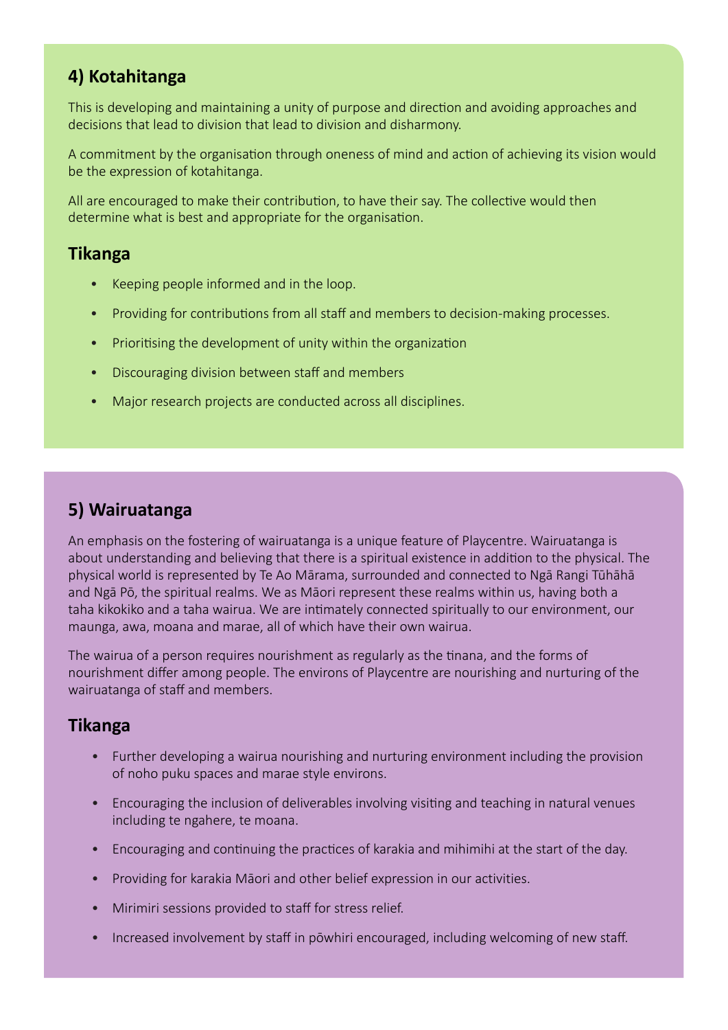## 4) Kotahitanga

This is developing and maintaining a unity of purpose and direction and avoiding approaches and decisions that lead to division that lead to division and disharmony.

A commitment by the organisation through oneness of mind and action of achieving its vision would be the expression of kotahitanga.

All are encouraged to make their contribution, to have their say. The collective would then determine what is best and appropriate for the organisation.

### Tikanga

- Keeping people informed and in the loop.
- Providing for contributions from all staff and members to decision-making processes.
- Prioritising the development of unity within the organization
- Discouraging division between staff and members
- Major research projects are conducted across all disciplines.

## 5) Wairuatanga

An emphasis on the fostering of wairuatanga is a unique feature of Playcentre. Wairuatanga is about understanding and believing that there is a spiritual existence in addition to the physical. The physical world is represented by Te Ao Mārama, surrounded and connected to Ngā Rangi Tūhāhā and Ngā Pō, the spiritual realms. We as Māori represent these realms within us, having both a taha kikokiko and a taha wairua. We are intimately connected spiritually to our environment, our maunga, awa, moana and marae, all of which have their own wairua.

The wairua of a person requires nourishment as regularly as the tinana, and the forms of nourishment differ among people. The environs of Playcentre are nourishing and nurturing of the wairuatanga of staff and members.

### Tikanga

- Further developing a wairua nourishing and nurturing environment including the provision of noho puku spaces and marae style environs.
- Encouraging the inclusion of deliverables involving visiting and teaching in natural venues including te ngahere, te moana.
- Encouraging and continuing the practices of karakia and mihimihi at the start of the day.
- Providing for karakia Māori and other belief expression in our activities.
- Mirimiri sessions provided to staff for stress relief.
- Increased involvement by staff in pōwhiri encouraged, including welcoming of new staff.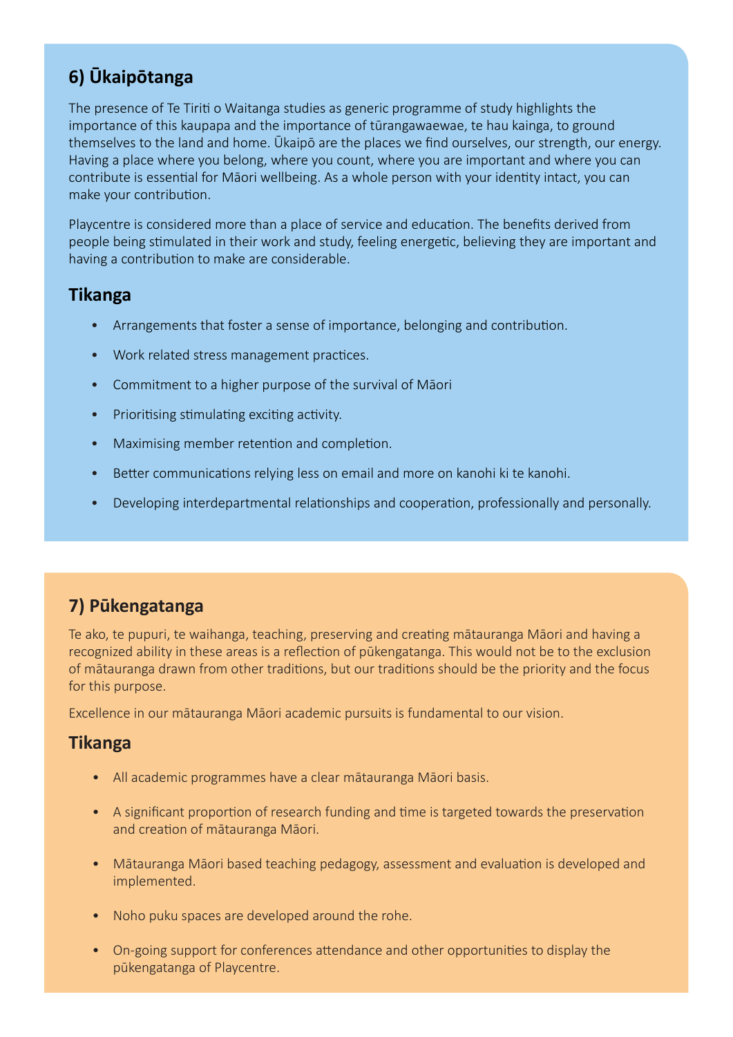## 6) Ūkaipōtanga

The presence of Te Tiriti o Waitanga studies as generic programme of study highlights the importance of this kaupapa and the importance of tūrangawaewae, te hau kainga, to ground themselves to the land and home. Ūkaipō are the places we find ourselves, our strength, our energy. Having a place where you belong, where you count, where you are important and where you can contribute is essential for Māori wellbeing. As a whole person with your identity intact, you can make your contribution.

Playcentre is considered more than a place of service and education. The benefits derived from people being stimulated in their work and study, feeling energetic, believing they are important and having a contribution to make are considerable.

### Tikanga

- Arrangements that foster a sense of importance, belonging and contribution.
- Work related stress management practices.
- Commitment to a higher purpose of the survival of Māori
- Prioritising stimulating exciting activity.
- Maximising member retention and completion.
- Better communications relying less on email and more on kanohi ki te kanohi.
- Developing interdepartmental relationships and cooperation, professionally and personally.

## 7) Pūkengatanga

Te ako, te pupuri, te waihanga, teaching, preserving and creating mātauranga Māori and having a recognized ability in these areas is a reflection of pūkengatanga. This would not be to the exclusion of mātauranga drawn from other traditions, but our traditions should be the priority and the focus for this purpose.

Excellence in our mātauranga Māori academic pursuits is fundamental to our vision.

### Tikanga

- All academic programmes have a clear mātauranga Māori basis.
- A significant proportion of research funding and time is targeted towards the preservation and creation of mātauranga Māori.
- Mātauranga Māori based teaching pedagogy, assessment and evaluation is developed and implemented.
- Noho puku spaces are developed around the rohe.
- On-going support for conferences attendance and other opportunities to display the pūkengatanga of Playcentre.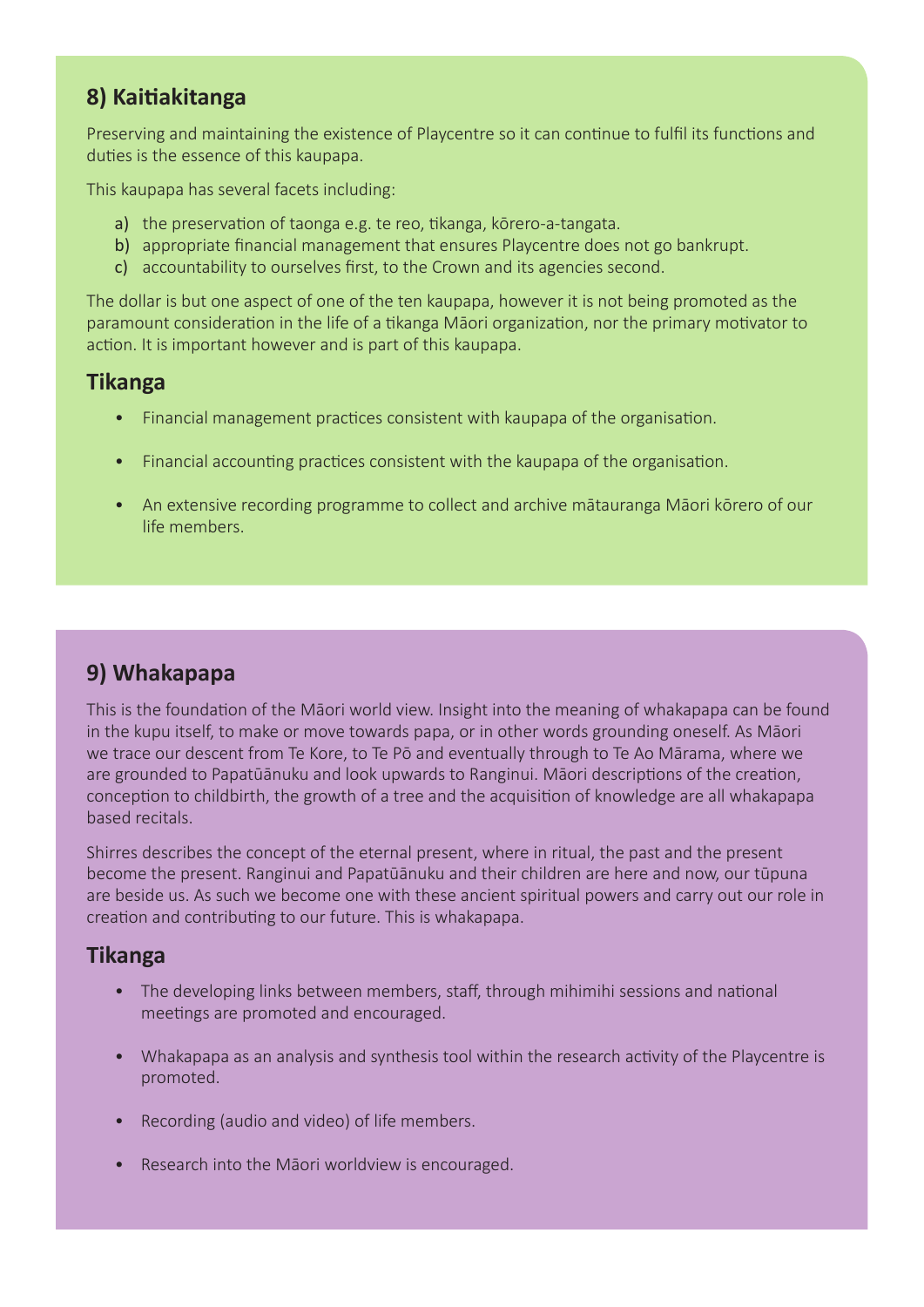## 8) Kaitiakitanga

Preserving and maintaining the existence of Playcentre so it can continue to fulfil its functions and duties is the essence of this kaupapa.

This kaupapa has several facets including:

a) the preservation of taonga e.g. te reo, tikanga, kōrero-a-tangata.
b) appropriate financial management that ensures Playcentre does not go bankrupt.
c) accountability to ourselves first, to the Crown and its agencies second.

The dollar is but one aspect of one of the ten kaupapa, however it is not being promoted as the paramount consideration in the life of a tikanga Māori organization, nor the primary motivator to action. It is important however and is part of this kaupapa.

### Tikanga

- Financial management practices consistent with kaupapa of the organisation.
- Financial accounting practices consistent with the kaupapa of the organisation.
- An extensive recording programme to collect and archive mātauranga Māori kōrero of our life members.

## 9) Whakapapa

This is the foundation of the Māori world view. Insight into the meaning of whakapapa can be found in the kupu itself, to make or move towards papa, or in other words grounding oneself. As Māori we trace our descent from Te Kore, to Te Pō and eventually through to Te Ao Mārama, where we are grounded to Papatūānuku and look upwards to Ranginui. Māori descriptions of the creation, conception to childbirth, the growth of a tree and the acquisition of knowledge are all whakapapa based recitals.

Shirres describes the concept of the eternal present, where in ritual, the past and the present become the present. Ranginui and Papatūānuku and their children are here and now, our tūpuna are beside us. As such we become one with these ancient spiritual powers and carry out our role in creation and contributing to our future. This is whakapapa.

### Tikanga

- The developing links between members, staff, through mihimihi sessions and national meetings are promoted and encouraged.
- Whakapapa as an analysis and synthesis tool within the research activity of the Playcentre is promoted.
- Recording (audio and video) of life members.
- Research into the Māori worldview is encouraged.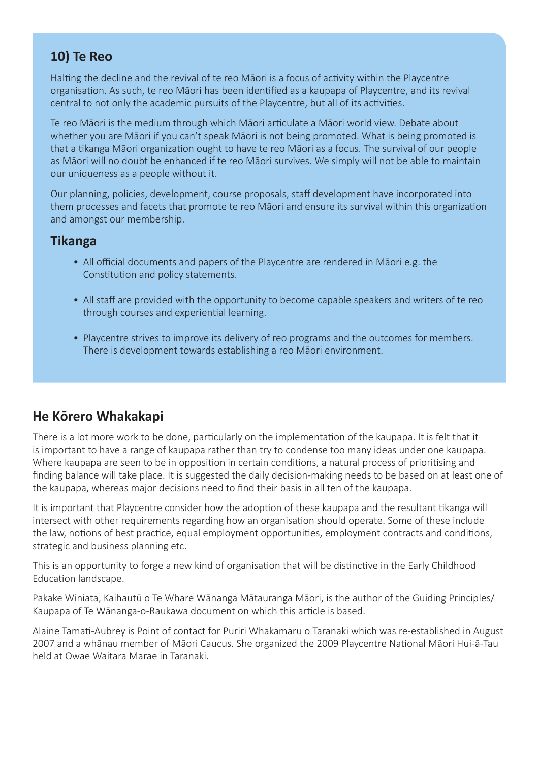## 10) Te Reo

Halting the decline and the revival of te reo Māori is a focus of activity within the Playcentre organisation. As such, te reo Māori has been identified as a kaupapa of Playcentre, and its revival central to not only the academic pursuits of the Playcentre, but all of its activities.

Te reo Māori is the medium through which Māori articulate a Māori world view. Debate about whether you are Māori if you can't speak Māori is not being promoted. What is being promoted is that a tikanga Māori organization ought to have te reo Māori as a focus. The survival of our people as Māori will no doubt be enhanced if te reo Māori survives. We simply will not be able to maintain our uniqueness as a people without it.

Our planning, policies, development, course proposals, staff development have incorporated into them processes and facets that promote te reo Māori and ensure its survival within this organization and amongst our membership.

### Tikanga

- All official documents and papers of the Playcentre are rendered in Māori e.g. the Constitution and policy statements.
- All staff are provided with the opportunity to become capable speakers and writers of te reo through courses and experiential learning.
- Playcentre strives to improve its delivery of reo programs and the outcomes for members. There is development towards establishing a reo Māori environment.

## He Kōrero Whakakapi

There is a lot more work to be done, particularly on the implementation of the kaupapa. It is felt that it is important to have a range of kaupapa rather than try to condense too many ideas under one kaupapa. Where kaupapa are seen to be in opposition in certain conditions, a natural process of prioritising and finding balance will take place. It is suggested the daily decision-making needs to be based on at least one of the kaupapa, whereas major decisions need to find their basis in all ten of the kaupapa.

It is important that Playcentre consider how the adoption of these kaupapa and the resultant tikanga will intersect with other requirements regarding how an organisation should operate. Some of these include the law, notions of best practice, equal employment opportunities, employment contracts and conditions, strategic and business planning etc.

This is an opportunity to forge a new kind of organisation that will be distinctive in the Early Childhood Education landscape.

Pakake Winiata, Kaihautū o Te Whare Wānanga Mātauranga Māori, is the author of the Guiding Principles/ Kaupapa of Te Wānanga-o-Raukawa document on which this article is based.

Alaine Tamati-Aubrey is Point of contact for Puriri Whakamaru o Taranaki which was re-established in August 2007 and a whānau member of Māori Caucus. She organized the 2009 Playcentre National Māori Hui-ā-Tau held at Owae Waitara Marae in Taranaki.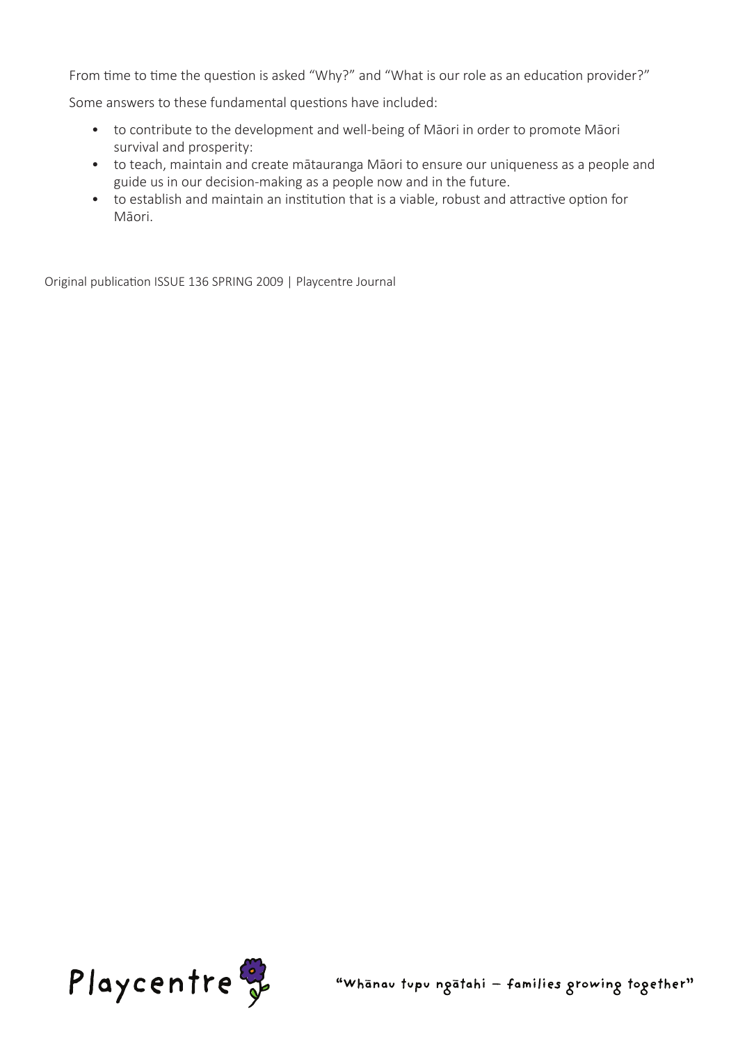From time to time the question is asked "Why?" and "What is our role as an education provider?"

Some answers to these fundamental questions have included:

- to contribute to the development and well-being of Māori in order to promote Māori survival and prosperity:
- to teach, maintain and create mātauranga Māori to ensure our uniqueness as a people and guide us in our decision-making as a people now and in the future.
- to establish and maintain an institution that is a viable, robust and attractive option for Māori.

Original publication ISSUE 136 SPRING 2009 | Playcentre Journal